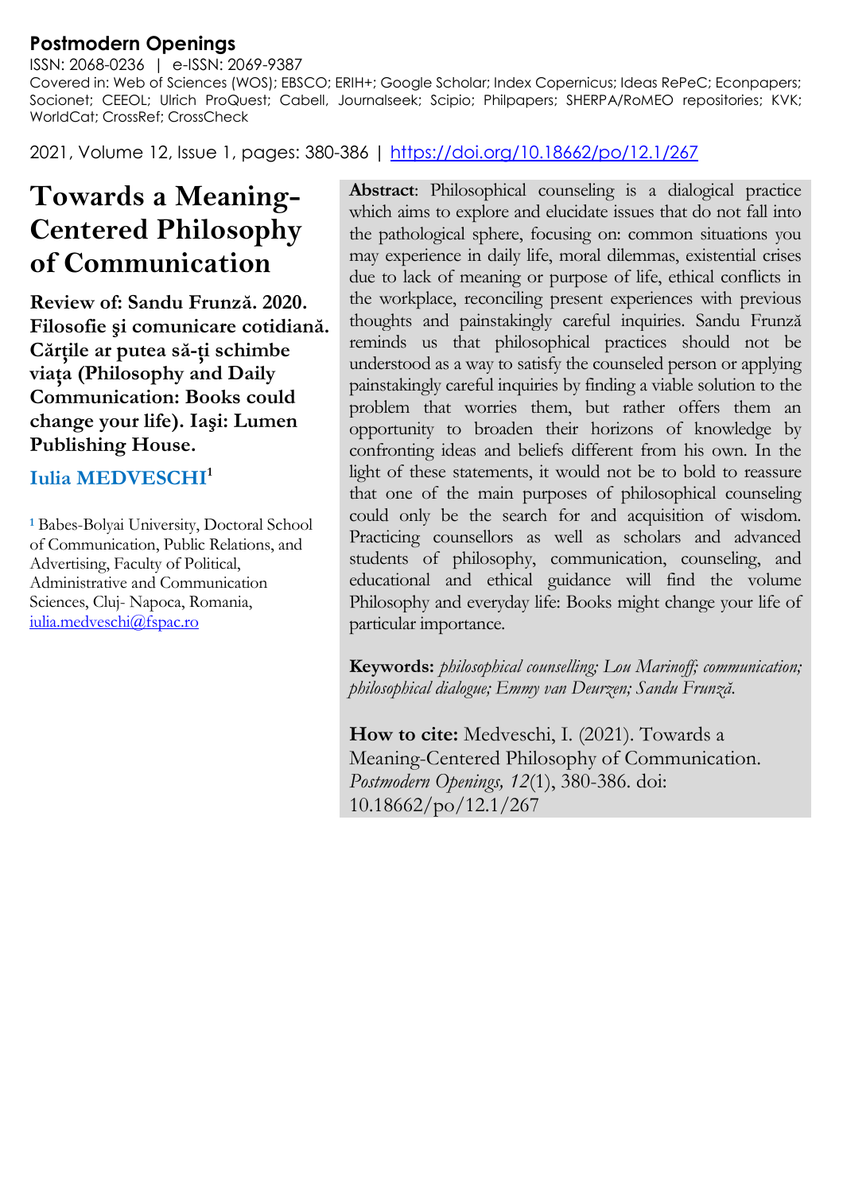**Postmodern Openings**

ISSN: 2068-0236 | e-ISSN: 2069-9387

Covered in: Web of Sciences (WOS); EBSCO; ERIH+; Google Scholar; Index Copernicus; Ideas RePeC; Econpapers; Socionet; CEEOL; Ulrich ProQuest; Cabell, Journalseek; Scipio; Philpapers; SHERPA/RoMEO repositories; KVK; WorldCat; CrossRef; CrossCheck

2021, Volume 12, Issue 1, pages: 380-386 | https://doi.org/10.18662/po/12.1/267

# Towards a Meaning-Centered Philosophy of Communication

**Review of: Sandu Frunză. 2020. Filosofie şi comunicare cotidiană. Cărţile ar putea să-ţi schimbe viaţa (Philosophy and Daily Communication: Books could change your life). Iaşi: Lumen Publishing House.**

**Iulia MEDVESCHI**[1]

[1] Babes-Bolyai University, Doctoral School of Communication, Public Relations, and Advertising, Faculty of Political, Administrative and Communication Sciences, Cluj- Napoca, Romania, iulia.medveschi@fspac.ro

**Abstract**: Philosophical counseling is a dialogical practice which aims to explore and elucidate issues that do not fall into the pathological sphere, focusing on: common situations you may experience in daily life, moral dilemmas, existential crises due to lack of meaning or purpose of life, ethical conflicts in the workplace, reconciling present experiences with previous thoughts and painstakingly careful inquiries. Sandu Frunză reminds us that philosophical practices should not be understood as a way to satisfy the counseled person or applying painstakingly careful inquiries by finding a viable solution to the problem that worries them, but rather offers them an opportunity to broaden their horizons of knowledge by confronting ideas and beliefs different from his own. In the light of these statements, it would not be to bold to reassure that one of the main purposes of philosophical counseling could only be the search for and acquisition of wisdom. Practicing counsellors as well as scholars and advanced students of philosophy, communication, counseling, and educational and ethical guidance will find the volume Philosophy and everyday life: Books might change your life of particular importance.

**Keywords:** *philosophical counselling; Lou Marinoff; communication; philosophical dialogue; Emmy van Deurzen; Sandu Frunză.*

**How to cite:** Medveschi, I. (2021). Towards a Meaning-Centered Philosophy of Communication. *Postmodern Openings, 12*(1), 380-386. doi: 10.18662/po/12.1/267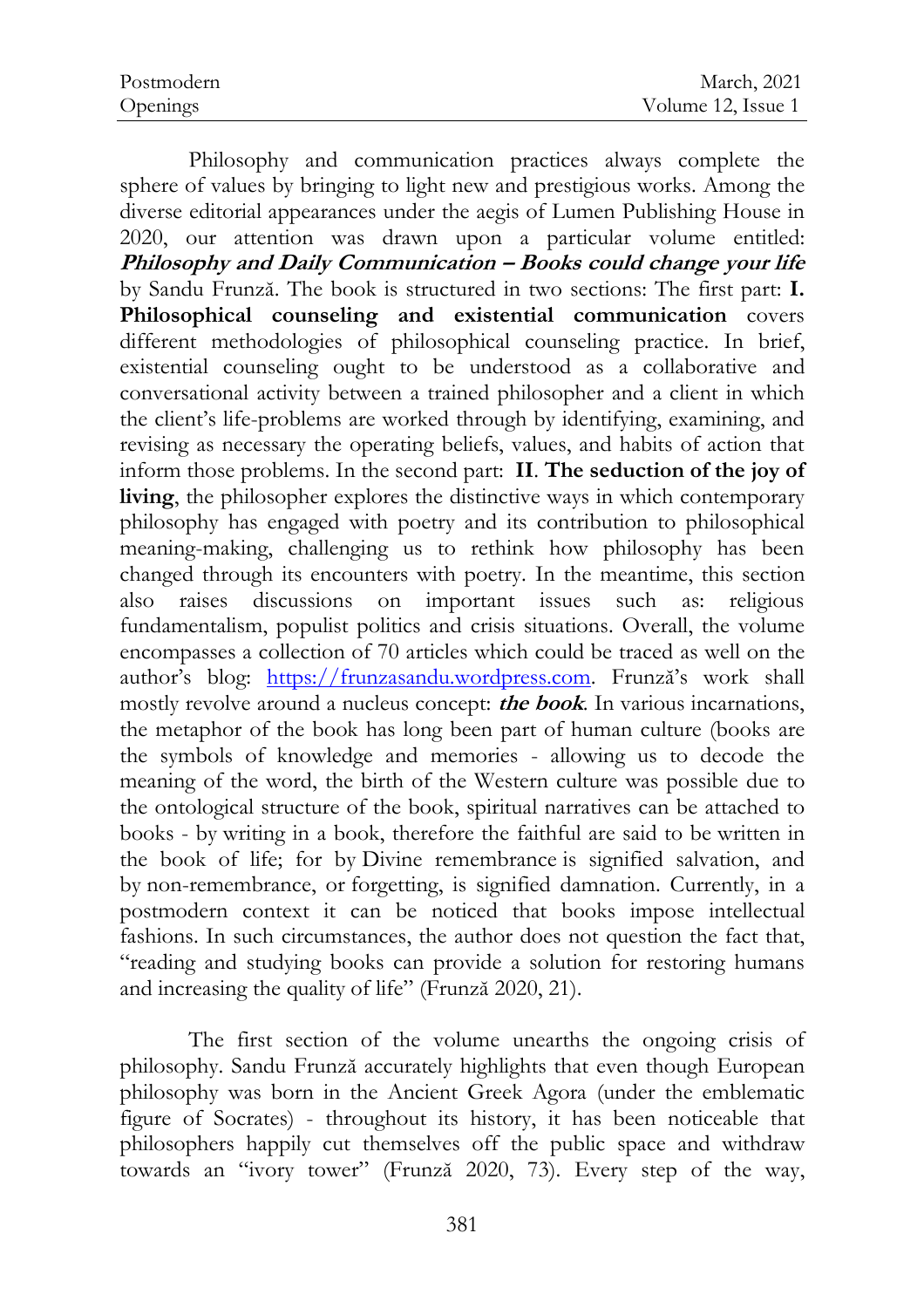Philosophy and communication practices always complete the sphere of values by bringing to light new and prestigious works. Among the diverse editorial appearances under the aegis of Lumen Publishing House in 2020, our attention was drawn upon a particular volume entitled: ***Philosophy and Daily Communication – Books could change your life*** by Sandu Frunză. The book is structured in two sections: The first part: **I. Philosophical counseling and existential communication** covers different methodologies of philosophical counseling practice. In brief, existential counseling ought to be understood as a collaborative and conversational activity between a trained philosopher and a client in which the client's life-problems are worked through by identifying, examining, and revising as necessary the operating beliefs, values, and habits of action that inform those problems. In the second part: **II**. **The seduction of the joy of living**, the philosopher explores the distinctive ways in which contemporary philosophy has engaged with poetry and its contribution to philosophical meaning-making, challenging us to rethink how philosophy has been changed through its encounters with poetry. In the meantime, this section also raises discussions on important issues such as: religious fundamentalism, populist politics and crisis situations. Overall, the volume encompasses a collection of 70 articles which could be traced as well on the author's blog: https://frunzasandu.wordpress.com. Frunză's work shall mostly revolve around a nucleus concept: ***the book***. In various incarnations, the metaphor of the book has long been part of human culture (books are the symbols of knowledge and memories - allowing us to decode the meaning of the word, the birth of the Western culture was possible due to the ontological structure of the book, spiritual narratives can be attached to books - by writing in a book, therefore the faithful are said to be written in the book of life; for by Divine remembrance is signified salvation, and by non-remembrance, or forgetting, is signified damnation. Currently, in a postmodern context it can be noticed that books impose intellectual fashions. In such circumstances, the author does not question the fact that, "reading and studying books can provide a solution for restoring humans and increasing the quality of life" (Frunză 2020, 21).

The first section of the volume unearths the ongoing crisis of philosophy. Sandu Frunză accurately highlights that even though European philosophy was born in the Ancient Greek Agora (under the emblematic figure of Socrates) - throughout its history, it has been noticeable that philosophers happily cut themselves off the public space and withdraw towards an "ivory tower" (Frunză 2020, 73). Every step of the way,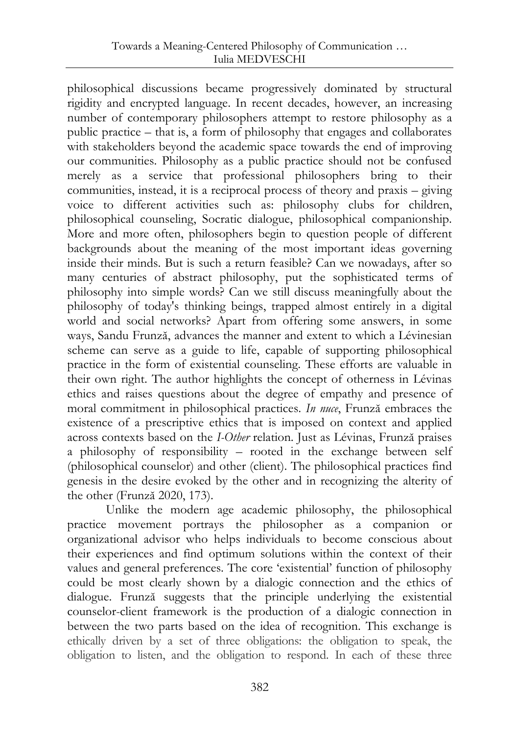philosophical discussions became progressively dominated by structural rigidity and encrypted language. In recent decades, however, an increasing number of contemporary philosophers attempt to restore philosophy as a public practice – that is, a form of philosophy that engages and collaborates with stakeholders beyond the academic space towards the end of improving our communities. Philosophy as a public practice should not be confused merely as a service that professional philosophers bring to their communities, instead, it is a reciprocal process of theory and praxis – giving voice to different activities such as: philosophy clubs for children, philosophical counseling, Socratic dialogue, philosophical companionship. More and more often, philosophers begin to question people of different backgrounds about the meaning of the most important ideas governing inside their minds. But is such a return feasible? Can we nowadays, after so many centuries of abstract philosophy, put the sophisticated terms of philosophy into simple words? Can we still discuss meaningfully about the philosophy of today's thinking beings, trapped almost entirely in a digital world and social networks? Apart from offering some answers, in some ways, Sandu Frunză, advances the manner and extent to which a Lévinesian scheme can serve as a guide to life, capable of supporting philosophical practice in the form of existential counseling. These efforts are valuable in their own right. The author highlights the concept of otherness in Lévinas ethics and raises questions about the degree of empathy and presence of moral commitment in philosophical practices. *In nuce*, Frunză embraces the existence of a prescriptive ethics that is imposed on context and applied across contexts based on the *I-Other* relation. Just as Lévinas, Frunză praises a philosophy of responsibility – rooted in the exchange between self (philosophical counselor) and other (client). The philosophical practices find genesis in the desire evoked by the other and in recognizing the alterity of the other (Frunză 2020, 173).

Unlike the modern age academic philosophy, the philosophical practice movement portrays the philosopher as a companion or organizational advisor who helps individuals to become conscious about their experiences and find optimum solutions within the context of their values and general preferences. The core 'existential' function of philosophy could be most clearly shown by a dialogic connection and the ethics of dialogue. Frunză suggests that the principle underlying the existential counselor-client framework is the production of a dialogic connection in between the two parts based on the idea of recognition. This exchange is ethically driven by a set of three obligations: the obligation to speak, the obligation to listen, and the obligation to respond. In each of these three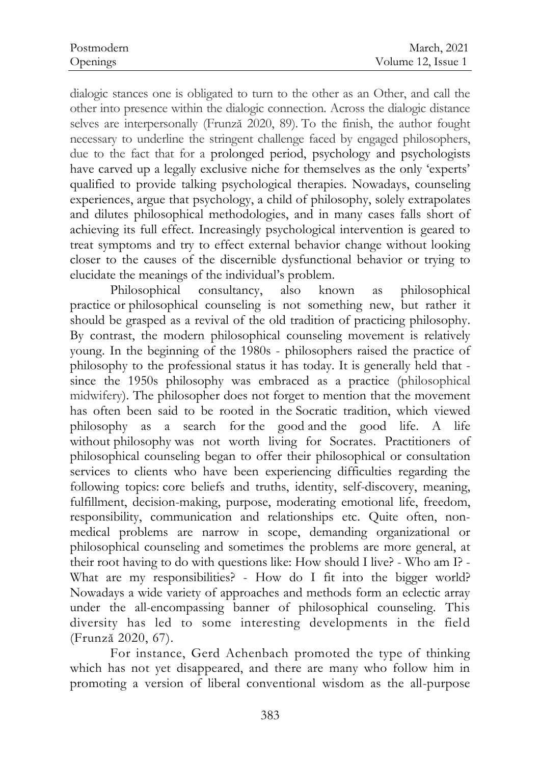dialogic stances one is obligated to turn to the other as an Other, and call the other into presence within the dialogic connection. Across the dialogic distance selves are interpersonally (Frunză 2020, 89). To the finish, the author fought necessary to underline the stringent challenge faced by engaged philosophers, due to the fact that for a prolonged period, psychology and psychologists have carved up a legally exclusive niche for themselves as the only 'experts' qualified to provide talking psychological therapies. Nowadays, counseling experiences, argue that psychology, a child of philosophy, solely extrapolates and dilutes philosophical methodologies, and in many cases falls short of achieving its full effect. Increasingly psychological intervention is geared to treat symptoms and try to effect external behavior change without looking closer to the causes of the discernible dysfunctional behavior or trying to elucidate the meanings of the individual's problem.

Philosophical consultancy, also known as philosophical practice or philosophical counseling is not something new, but rather it should be grasped as a revival of the old tradition of practicing philosophy. By contrast, the modern philosophical counseling movement is relatively young. In the beginning of the 1980s - philosophers raised the practice of philosophy to the professional status it has today. It is generally held that - since the 1950s philosophy was embraced as a practice (philosophical midwifery). The philosopher does not forget to mention that the movement has often been said to be rooted in the Socratic tradition, which viewed philosophy as a search for the good and the good life. A life without philosophy was not worth living for Socrates. Practitioners of philosophical counseling began to offer their philosophical or consultation services to clients who have been experiencing difficulties regarding the following topics: core beliefs and truths, identity, self-discovery, meaning, fulfillment, decision-making, purpose, moderating emotional life, freedom, responsibility, communication and relationships etc. Quite often, non-medical problems are narrow in scope, demanding organizational or philosophical counseling and sometimes the problems are more general, at their root having to do with questions like: How should I live? - Who am I? - What are my responsibilities? - How do I fit into the bigger world? Nowadays a wide variety of approaches and methods form an eclectic array under the all-encompassing banner of philosophical counseling. This diversity has led to some interesting developments in the field (Frunză 2020, 67).

For instance, Gerd Achenbach promoted the type of thinking which has not yet disappeared, and there are many who follow him in promoting a version of liberal conventional wisdom as the all-purpose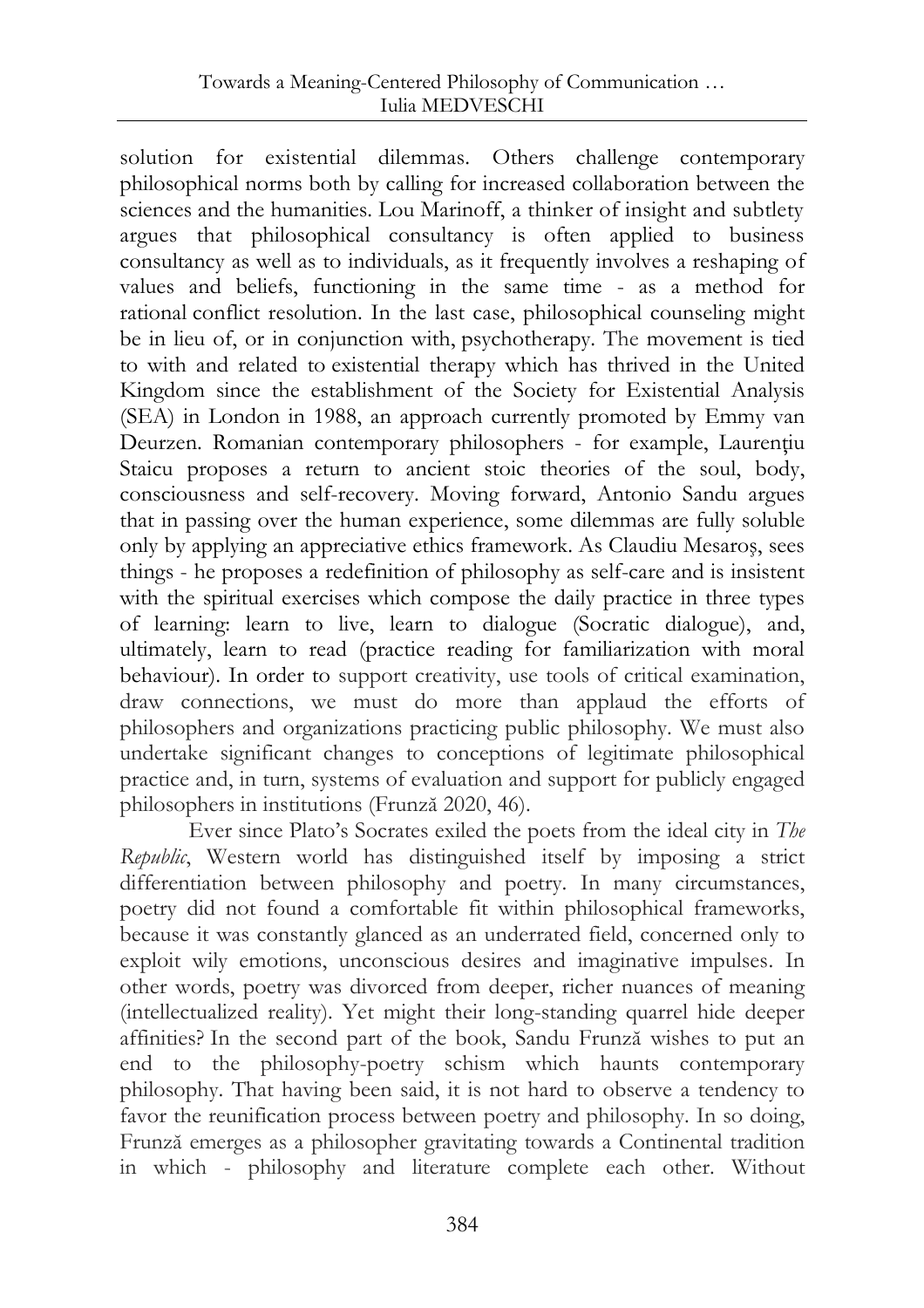solution for existential dilemmas. Others challenge contemporary philosophical norms both by calling for increased collaboration between the sciences and the humanities. Lou Marinoff, a thinker of insight and subtlety argues that philosophical consultancy is often applied to business consultancy as well as to individuals, as it frequently involves a reshaping of values and beliefs, functioning in the same time - as a method for rational conflict resolution. In the last case, philosophical counseling might be in lieu of, or in conjunction with, psychotherapy. The movement is tied to with and related to existential therapy which has thrived in the United Kingdom since the establishment of the Society for Existential Analysis (SEA) in London in 1988, an approach currently promoted by Emmy van Deurzen. Romanian contemporary philosophers - for example, Laurenţiu Staicu proposes a return to ancient stoic theories of the soul, body, consciousness and self-recovery. Moving forward, Antonio Sandu argues that in passing over the human experience, some dilemmas are fully soluble only by applying an appreciative ethics framework. As Claudiu Mesaroş, sees things - he proposes a redefinition of philosophy as self-care and is insistent with the spiritual exercises which compose the daily practice in three types of learning: learn to live, learn to dialogue (Socratic dialogue), and, ultimately, learn to read (practice reading for familiarization with moral behaviour). In order to support creativity, use tools of critical examination, draw connections, we must do more than applaud the efforts of philosophers and organizations practicing public philosophy. We must also undertake significant changes to conceptions of legitimate philosophical practice and, in turn, systems of evaluation and support for publicly engaged philosophers in institutions (Frunză 2020, 46).

Ever since Plato's Socrates exiled the poets from the ideal city in *The Republic*, Western world has distinguished itself by imposing a strict differentiation between philosophy and poetry. In many circumstances, poetry did not found a comfortable fit within philosophical frameworks, because it was constantly glanced as an underrated field, concerned only to exploit wily emotions, unconscious desires and imaginative impulses. In other words, poetry was divorced from deeper, richer nuances of meaning (intellectualized reality). Yet might their long-standing quarrel hide deeper affinities? In the second part of the book, Sandu Frunză wishes to put an end to the philosophy-poetry schism which haunts contemporary philosophy. That having been said, it is not hard to observe a tendency to favor the reunification process between poetry and philosophy. In so doing, Frunză emerges as a philosopher gravitating towards a Continental tradition in which - philosophy and literature complete each other. Without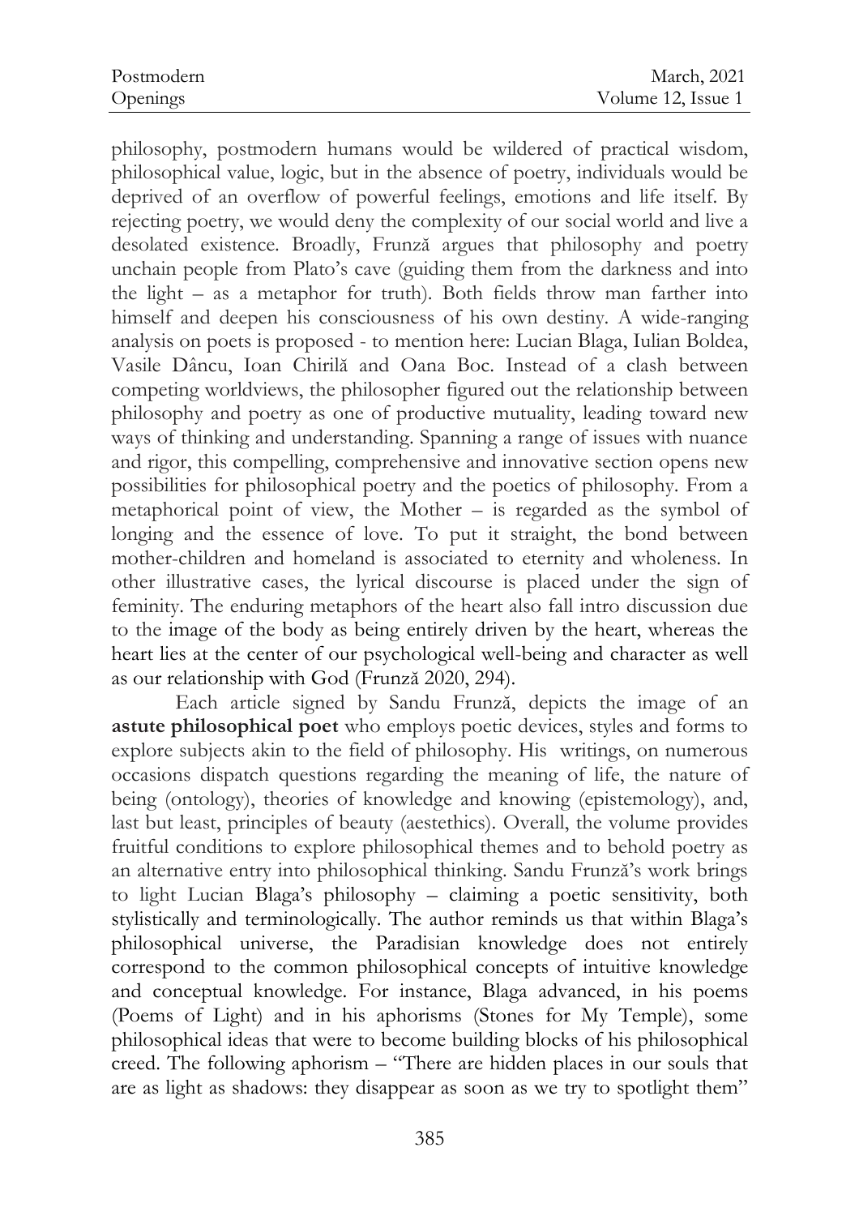philosophy, postmodern humans would be wildered of practical wisdom, philosophical value, logic, but in the absence of poetry, individuals would be deprived of an overflow of powerful feelings, emotions and life itself. By rejecting poetry, we would deny the complexity of our social world and live a desolated existence. Broadly, Frunză argues that philosophy and poetry unchain people from Plato's cave (guiding them from the darkness and into the light – as a metaphor for truth). Both fields throw man farther into himself and deepen his consciousness of his own destiny. A wide-ranging analysis on poets is proposed - to mention here: Lucian Blaga, Iulian Boldea, Vasile Dâncu, Ioan Chirilă and Oana Boc. Instead of a clash between competing worldviews, the philosopher figured out the relationship between philosophy and poetry as one of productive mutuality, leading toward new ways of thinking and understanding. Spanning a range of issues with nuance and rigor, this compelling, comprehensive and innovative section opens new possibilities for philosophical poetry and the poetics of philosophy. From a metaphorical point of view, the Mother – is regarded as the symbol of longing and the essence of love. To put it straight, the bond between mother-children and homeland is associated to eternity and wholeness. In other illustrative cases, the lyrical discourse is placed under the sign of feminity. The enduring metaphors of the heart also fall intro discussion due to the image of the body as being entirely driven by the heart, whereas the heart lies at the center of our psychological well-being and character as well as our relationship with God (Frunză 2020, 294).

Each article signed by Sandu Frunză, depicts the image of an **astute philosophical poet** who employs poetic devices, styles and forms to explore subjects akin to the field of philosophy. His writings, on numerous occasions dispatch questions regarding the meaning of life, the nature of being (ontology), theories of knowledge and knowing (epistemology), and, last but least, principles of beauty (aestethics). Overall, the volume provides fruitful conditions to explore philosophical themes and to behold poetry as an alternative entry into philosophical thinking. Sandu Frunză's work brings to light Lucian Blaga's philosophy – claiming a poetic sensitivity, both stylistically and terminologically. The author reminds us that within Blaga's philosophical universe, the Paradisian knowledge does not entirely correspond to the common philosophical concepts of intuitive knowledge and conceptual knowledge. For instance, Blaga advanced, in his poems (Poems of Light) and in his aphorisms (Stones for My Temple), some philosophical ideas that were to become building blocks of his philosophical creed. The following aphorism – "There are hidden places in our souls that are as light as shadows: they disappear as soon as we try to spotlight them"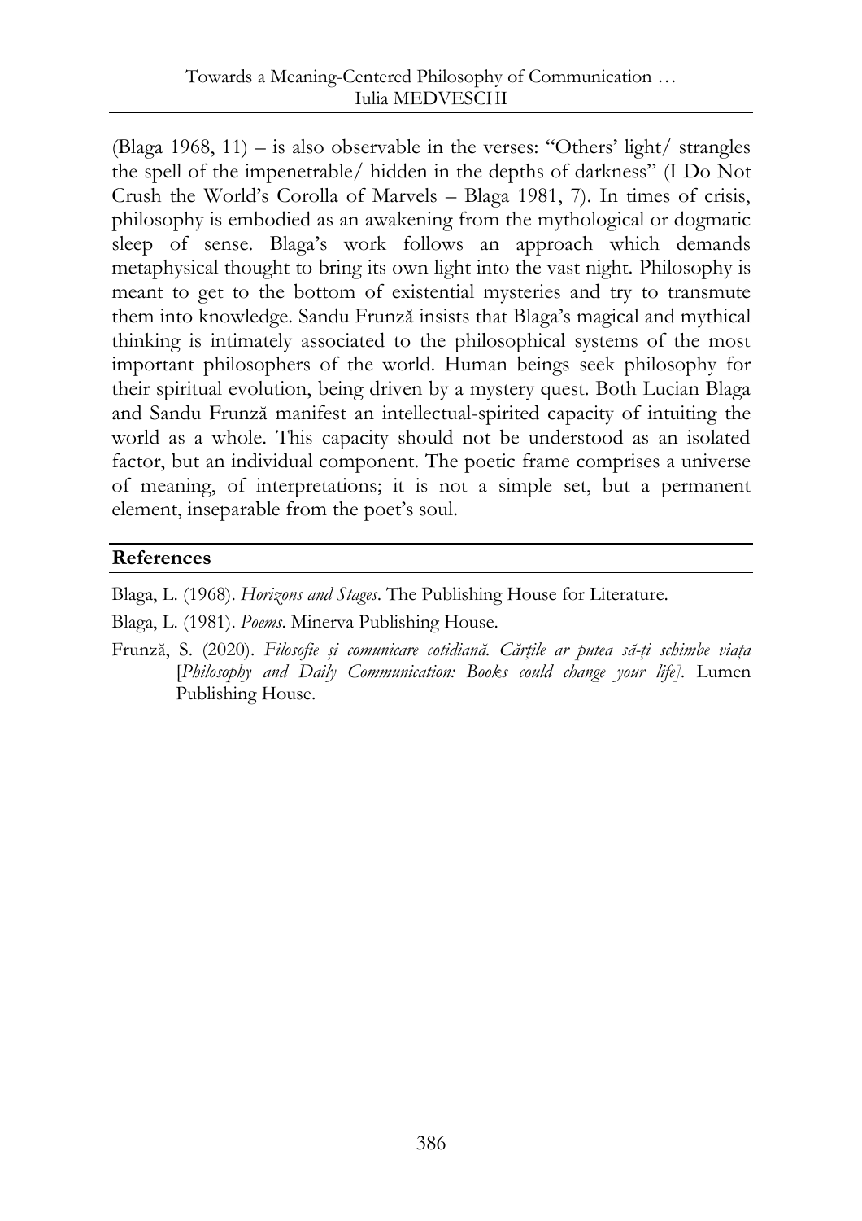(Blaga 1968, 11) – is also observable in the verses: "Others' light/ strangles the spell of the impenetrable/ hidden in the depths of darkness" (I Do Not Crush the World's Corolla of Marvels – Blaga 1981, 7). In times of crisis, philosophy is embodied as an awakening from the mythological or dogmatic sleep of sense. Blaga's work follows an approach which demands metaphysical thought to bring its own light into the vast night. Philosophy is meant to get to the bottom of existential mysteries and try to transmute them into knowledge. Sandu Frunză insists that Blaga's magical and mythical thinking is intimately associated to the philosophical systems of the most important philosophers of the world. Human beings seek philosophy for their spiritual evolution, being driven by a mystery quest. Both Lucian Blaga and Sandu Frunză manifest an intellectual-spirited capacity of intuiting the world as a whole. This capacity should not be understood as an isolated factor, but an individual component. The poetic frame comprises a universe of meaning, of interpretations; it is not a simple set, but a permanent element, inseparable from the poet's soul.

## References

Blaga, L. (1968). *Horizons and Stages*. The Publishing House for Literature.

Blaga, L. (1981). *Poems*. Minerva Publishing House.

Frunză, S. (2020). *Filosofie și comunicare cotidiană. Cărțile ar putea să-ți schimbe viața* [*Philosophy and Daily Communication: Books could change your life]*. Lumen Publishing House.